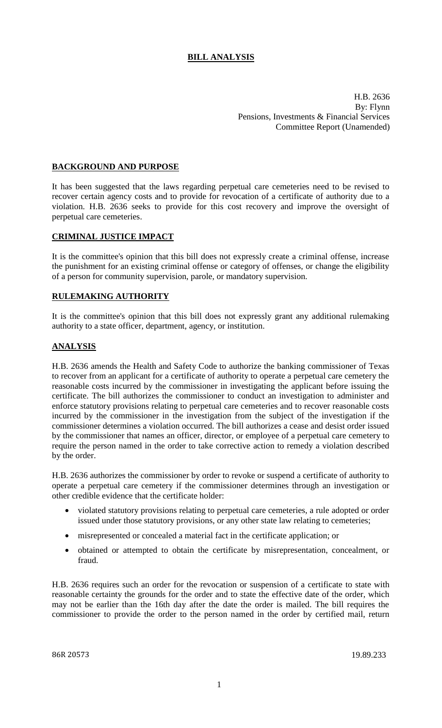# BILL ANALYSIS

H.B. 2636
By: Flynn
Pensions, Investments & Financial Services
Committee Report (Unamended)

## BACKGROUND AND PURPOSE

It has been suggested that the laws regarding perpetual care cemeteries need to be revised to recover certain agency costs and to provide for revocation of a certificate of authority due to a violation. H.B. 2636 seeks to provide for this cost recovery and improve the oversight of perpetual care cemeteries.

## CRIMINAL JUSTICE IMPACT

It is the committee's opinion that this bill does not expressly create a criminal offense, increase the punishment for an existing criminal offense or category of offenses, or change the eligibility of a person for community supervision, parole, or mandatory supervision.

## RULEMAKING AUTHORITY

It is the committee's opinion that this bill does not expressly grant any additional rulemaking authority to a state officer, department, agency, or institution.

## ANALYSIS

H.B. 2636 amends the Health and Safety Code to authorize the banking commissioner of Texas to recover from an applicant for a certificate of authority to operate a perpetual care cemetery the reasonable costs incurred by the commissioner in investigating the applicant before issuing the certificate. The bill authorizes the commissioner to conduct an investigation to administer and enforce statutory provisions relating to perpetual care cemeteries and to recover reasonable costs incurred by the commissioner in the investigation from the subject of the investigation if the commissioner determines a violation occurred. The bill authorizes a cease and desist order issued by the commissioner that names an officer, director, or employee of a perpetual care cemetery to require the person named in the order to take corrective action to remedy a violation described by the order.

H.B. 2636 authorizes the commissioner by order to revoke or suspend a certificate of authority to operate a perpetual care cemetery if the commissioner determines through an investigation or other credible evidence that the certificate holder:

- violated statutory provisions relating to perpetual care cemeteries, a rule adopted or order issued under those statutory provisions, or any other state law relating to cemeteries;
- misrepresented or concealed a material fact in the certificate application; or
- obtained or attempted to obtain the certificate by misrepresentation, concealment, or fraud.

H.B. 2636 requires such an order for the revocation or suspension of a certificate to state with reasonable certainty the grounds for the order and to state the effective date of the order, which may not be earlier than the 16th day after the date the order is mailed. The bill requires the commissioner to provide the order to the person named in the order by certified mail, return

86R 20573 19.89.233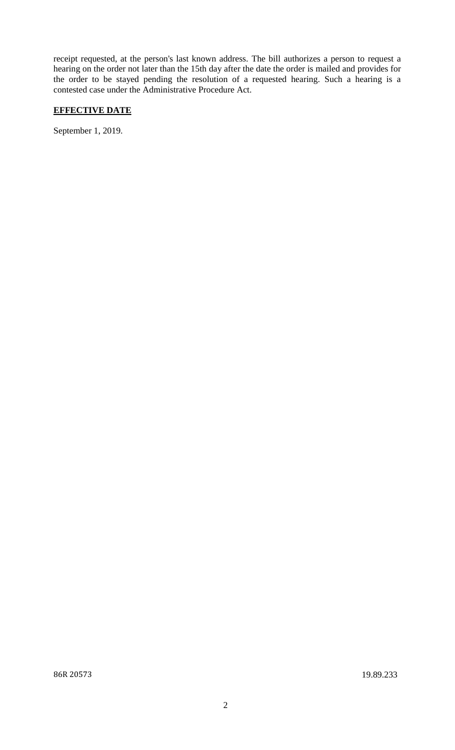receipt requested, at the person's last known address. The bill authorizes a person to request a hearing on the order not later than the 15th day after the date the order is mailed and provides for the order to be stayed pending the resolution of a requested hearing. Such a hearing is a contested case under the Administrative Procedure Act.

**EFFECTIVE DATE**

September 1, 2019.

86R 20573 19.89.233